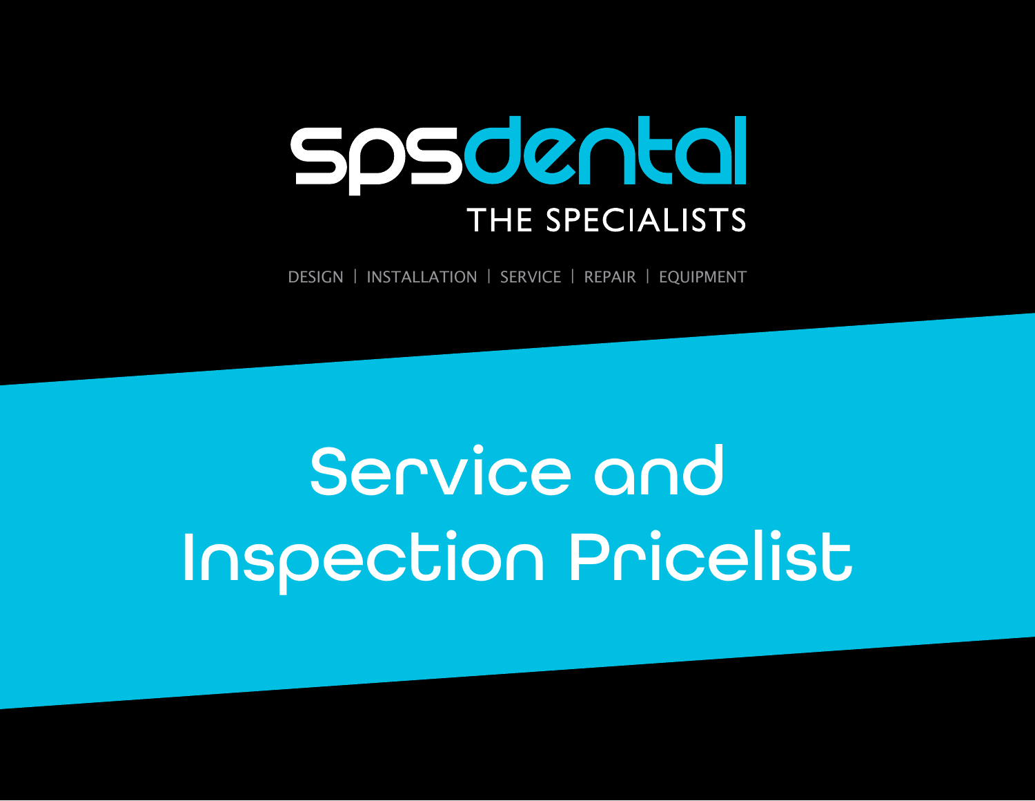# spsdental

THE SPECIALISTS

DESIGN | INSTALLATION | SERVICE | REPAIR | EQUIPMENT

# Service and Inspection Pricelist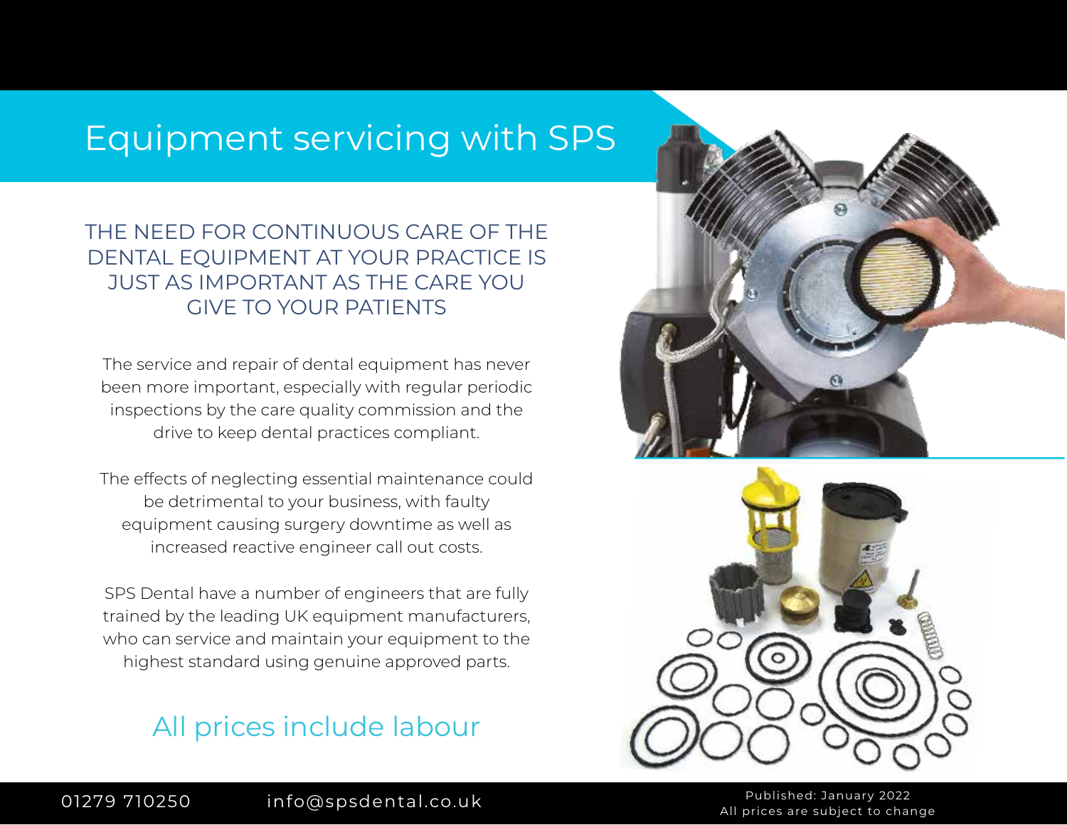# Equipment servicing with SPS

## THE NEED FOR CONTINUOUS CARE OF THE DENTAL EQUIPMENT AT YOUR PRACTICE IS JUST AS IMPORTANT AS THE CARE YOU GIVE TO YOUR PATIENTS

The service and repair of dental equipment has never been more important, especially with regular periodic inspections by the care quality commission and the drive to keep dental practices compliant.

The effects of neglecting essential maintenance could be detrimental to your business, with faulty equipment causing surgery downtime as well as increased reactive engineer call out costs.

SPS Dental have a number of engineers that are fully trained by the leading UK equipment manufacturers, who can service and maintain your equipment to the highest standard using genuine approved parts.

## All prices include labour

01279 710250 info@spsdental.co.uk

Published: January 2022
All prices are subject to change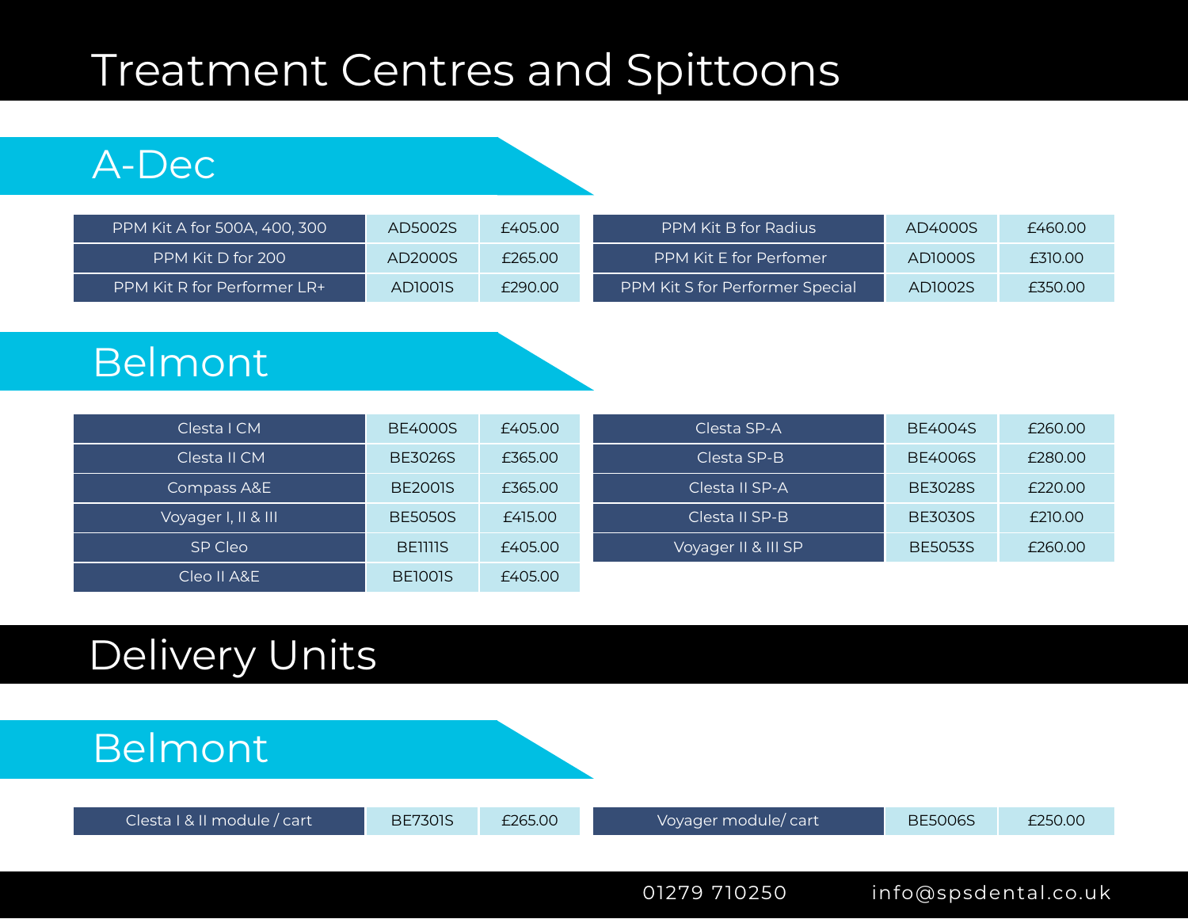# Treatment Centres and Spittoons

## A-Dec

| PPM Kit A for 500A, 400, 300 | AD5002S | £405.00 |
|---|---|---|
| PPM Kit D for 200 | AD2000S | £265.00 |
| PPM Kit R for Performer LR+ | AD1001S | £290.00 |
| PPM Kit B for Radius | AD4000S | £460.00 |
| PPM Kit E for Perfomer | AD1000S | £310.00 |
| PPM Kit S for Performer Special | AD1002S | £350.00 |

## Belmont

| Clesta I CM | BE4000S | £405.00 |
|---|---|---|
| Clesta II CM | BE3026S | £365.00 |
| Compass A&E | BE2001S | £365.00 |
| Voyager I, II & III | BE5050S | £415.00 |
| SP Cleo | BE1111S | £405.00 |
| Cleo II A&E | BE1001S | £405.00 |
| Clesta SP-A | BE4004S | £260.00 |
| Clesta SP-B | BE4006S | £280.00 |
| Clesta II SP-A | BE3028S | £220.00 |
| Clesta II SP-B | BE3030S | £210.00 |
| Voyager II & III SP | BE5053S | £260.00 |

# Delivery Units

## Belmont

| Clesta I & II module / cart | BE7301S | £265.00 |
|---|---|---|
| Voyager module/ cart | BE5006S | £250.00 |

01279 710250 info@spsdental.co.uk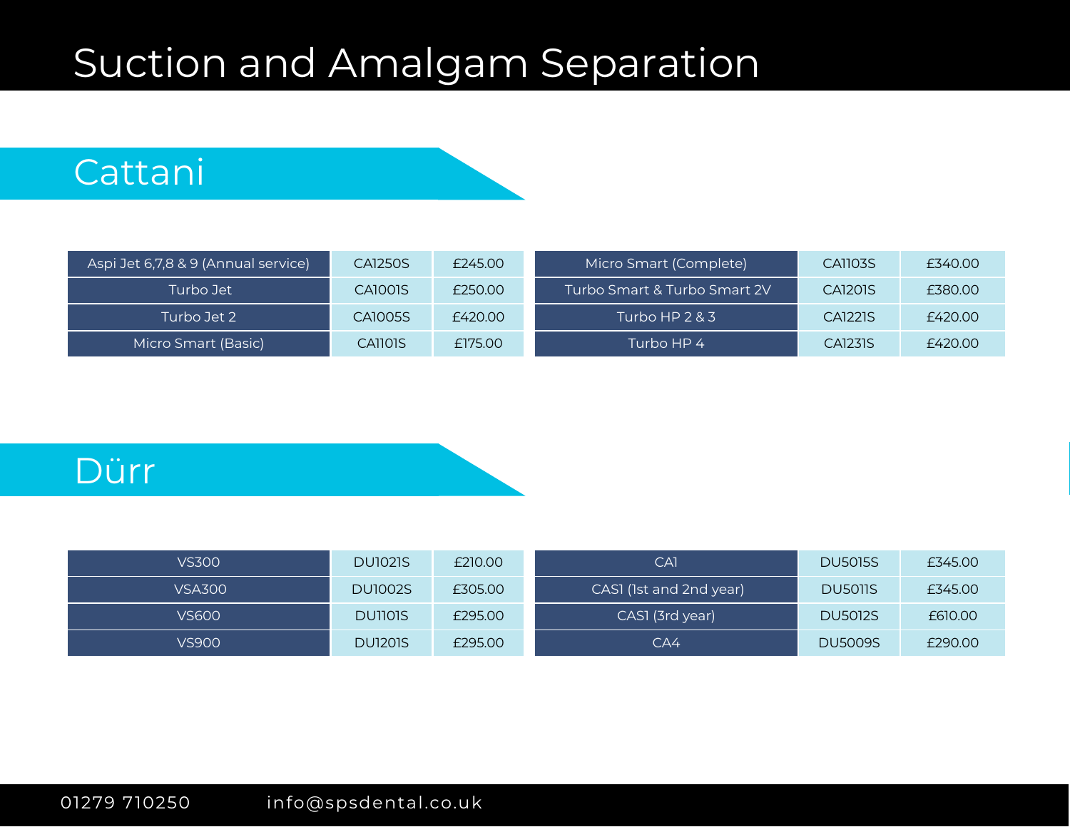# Suction and Amalgam Separation

## Cattani

| Product | Code | Price |
|---|---|---|
| Aspi Jet 6,7,8 & 9 (Annual service) | CA1250S | £245.00 |
| Turbo Jet | CA1001S | £250.00 |
| Turbo Jet 2 | CA1005S | £420.00 |
| Micro Smart (Basic) | CA1101S | £175.00 |
| Micro Smart (Complete) | CA1103S | £340.00 |
| Turbo Smart & Turbo Smart 2V | CA1201S | £380.00 |
| Turbo HP 2 & 3 | CA1221S | £420.00 |
| Turbo HP 4 | CA1231S | £420.00 |

## Dürr

| Product | Code | Price |
|---|---|---|
| VS300 | DU1021S | £210.00 |
| VSA300 | DU1002S | £305.00 |
| VS600 | DU1101S | £295.00 |
| VS900 | DU1201S | £295.00 |
| CA1 | DU5015S | £345.00 |
| CAS1 (1st and 2nd year) | DU5011S | £345.00 |
| CAS1 (3rd year) | DU5012S | £610.00 |
| CA4 | DU5009S | £290.00 |

01279 710250 info@spsdental.co.uk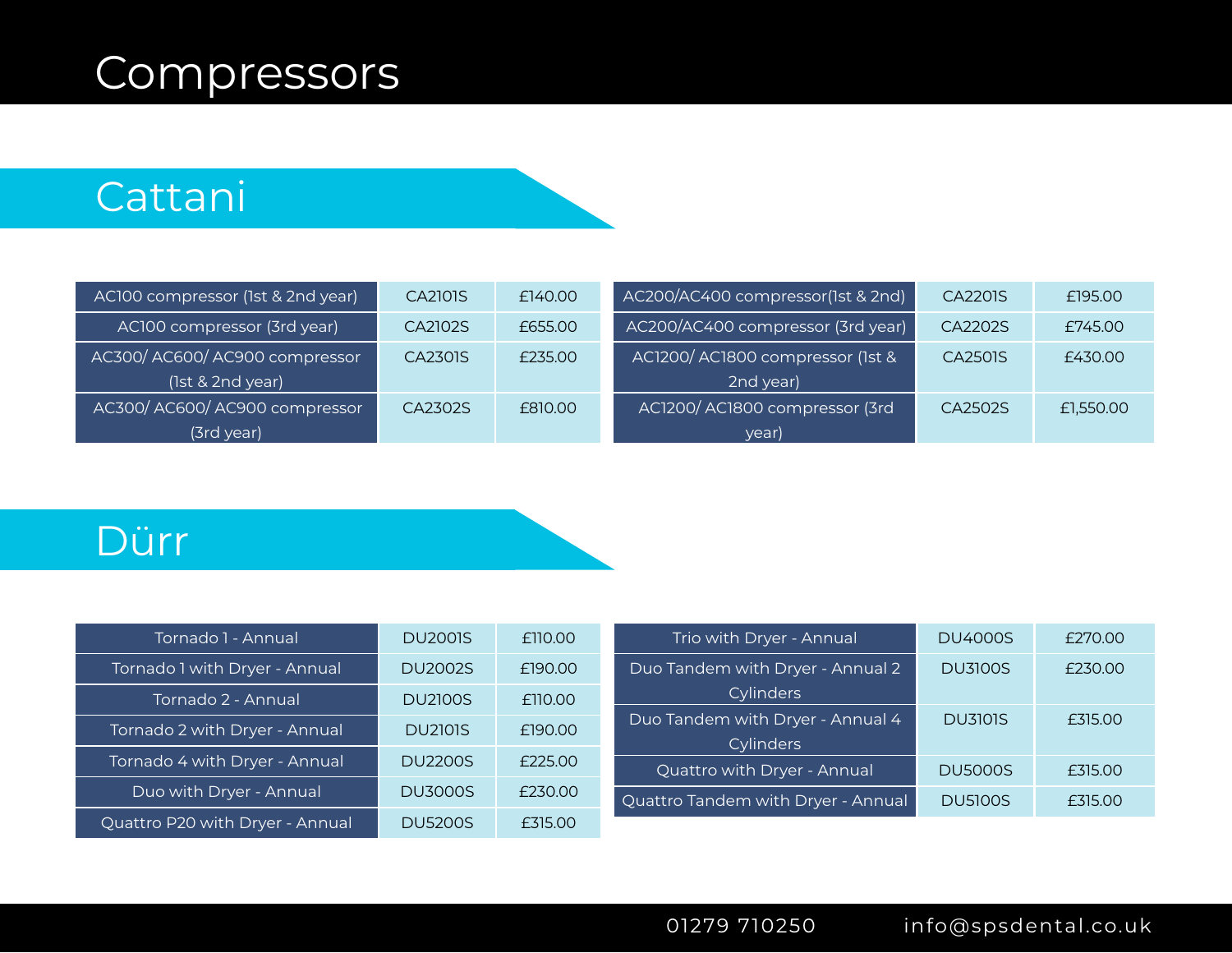# Compressors

## Cattani

| Service | Code | Price |
| --- | --- | --- |
| AC100 compressor (1st & 2nd year) | CA2101S | £140.00 |
| AC100 compressor (3rd year) | CA2102S | £655.00 |
| AC300/ AC600/ AC900 compressor (1st & 2nd year) | CA2301S | £235.00 |
| AC300/ AC600/ AC900 compressor (3rd year) | CA2302S | £810.00 |
| AC200/AC400 compressor(1st & 2nd) | CA2201S | £195.00 |
| AC200/AC400 compressor (3rd year) | CA2202S | £745.00 |
| AC1200/ AC1800 compressor (1st & 2nd year) | CA2501S | £430.00 |
| AC1200/ AC1800 compressor (3rd year) | CA2502S | £1,550.00 |

## Dürr

| Service | Code | Price |
| --- | --- | --- |
| Tornado 1 - Annual | DU2001S | £110.00 |
| Tornado 1 with Dryer - Annual | DU2002S | £190.00 |
| Tornado 2 - Annual | DU2100S | £110.00 |
| Tornado 2 with Dryer - Annual | DU2101S | £190.00 |
| Tornado 4 with Dryer - Annual | DU2200S | £225.00 |
| Duo with Dryer - Annual | DU3000S | £230.00 |
| Quattro P20 with Dryer - Annual | DU5200S | £315.00 |
| Trio with Dryer - Annual | DU4000S | £270.00 |
| Duo Tandem with Dryer - Annual 2 Cylinders | DU3100S | £230.00 |
| Duo Tandem with Dryer - Annual 4 Cylinders | DU3101S | £315.00 |
| Quattro with Dryer - Annual | DU5000S | £315.00 |
| Quattro Tandem with Dryer - Annual | DU5100S | £315.00 |

01279 710250 info@spsdental.co.uk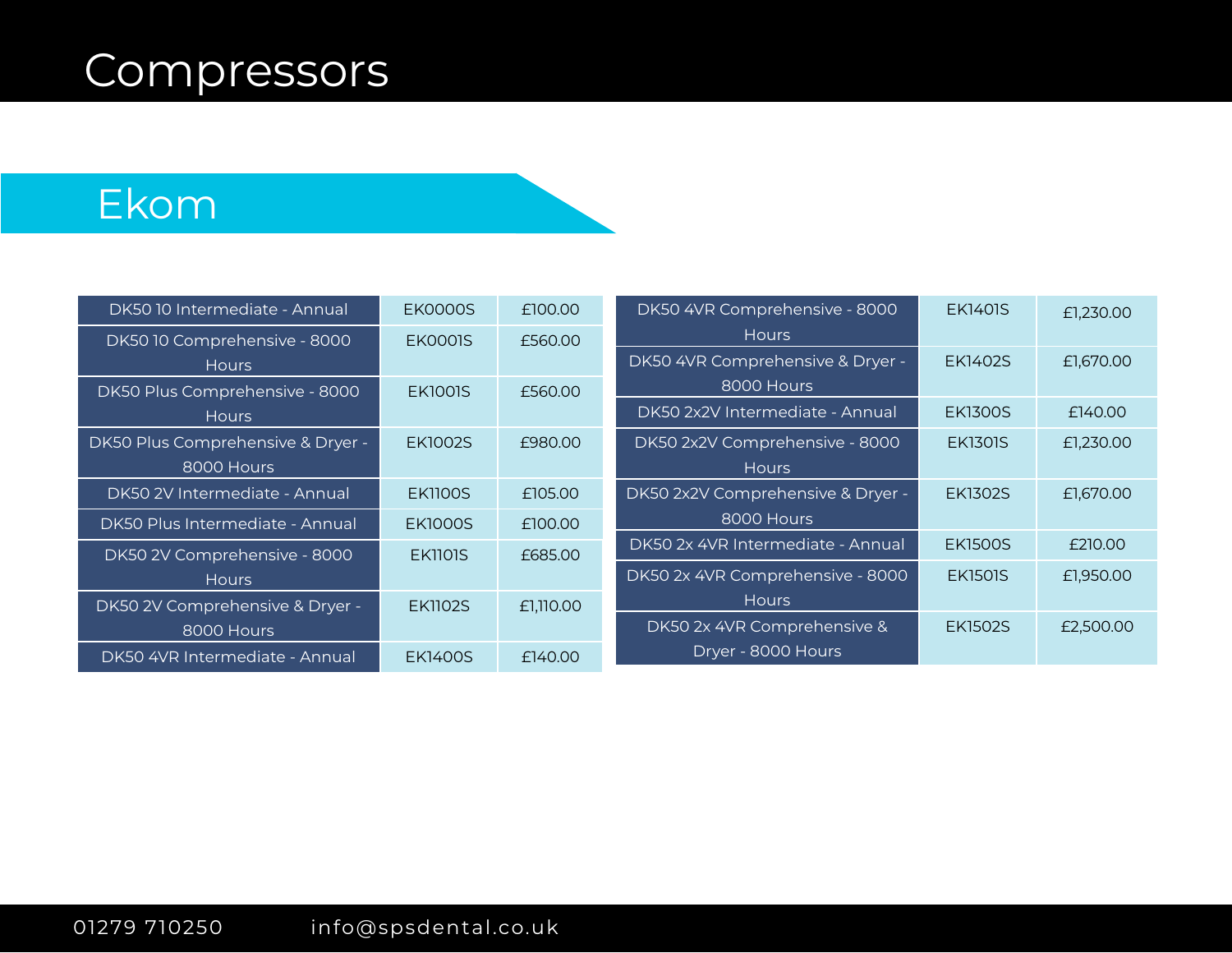# Compressors

## Ekom

| Service | Code | Price |
|---|---|---|
| DK50 10 Intermediate - Annual | EK0000S | £100.00 |
| DK50 10 Comprehensive - 8000 Hours | EK0001S | £560.00 |
| DK50 Plus Comprehensive - 8000 Hours | EK1001S | £560.00 |
| DK50 Plus Comprehensive & Dryer - 8000 Hours | EK1002S | £980.00 |
| DK50 2V Intermediate - Annual | EK1100S | £105.00 |
| DK50 Plus Intermediate - Annual | EK1000S | £100.00 |
| DK50 2V Comprehensive - 8000 Hours | EK1101S | £685.00 |
| DK50 2V Comprehensive & Dryer - 8000 Hours | EK1102S | £1,110.00 |
| DK50 4VR Intermediate - Annual | EK1400S | £140.00 |
| DK50 4VR Comprehensive - 8000 Hours | EK1401S | £1,230.00 |
| DK50 4VR Comprehensive & Dryer - 8000 Hours | EK1402S | £1,670.00 |
| DK50 2x2V Intermediate - Annual | EK1300S | £140.00 |
| DK50 2x2V Comprehensive - 8000 Hours | EK1301S | £1,230.00 |
| DK50 2x2V Comprehensive & Dryer - 8000 Hours | EK1302S | £1,670.00 |
| DK50 2x 4VR Intermediate - Annual | EK1500S | £210.00 |
| DK50 2x 4VR Comprehensive - 8000 Hours | EK1501S | £1,950.00 |
| DK50 2x 4VR Comprehensive & Dryer - 8000 Hours | EK1502S | £2,500.00 |

01279 710250 info@spsdental.co.uk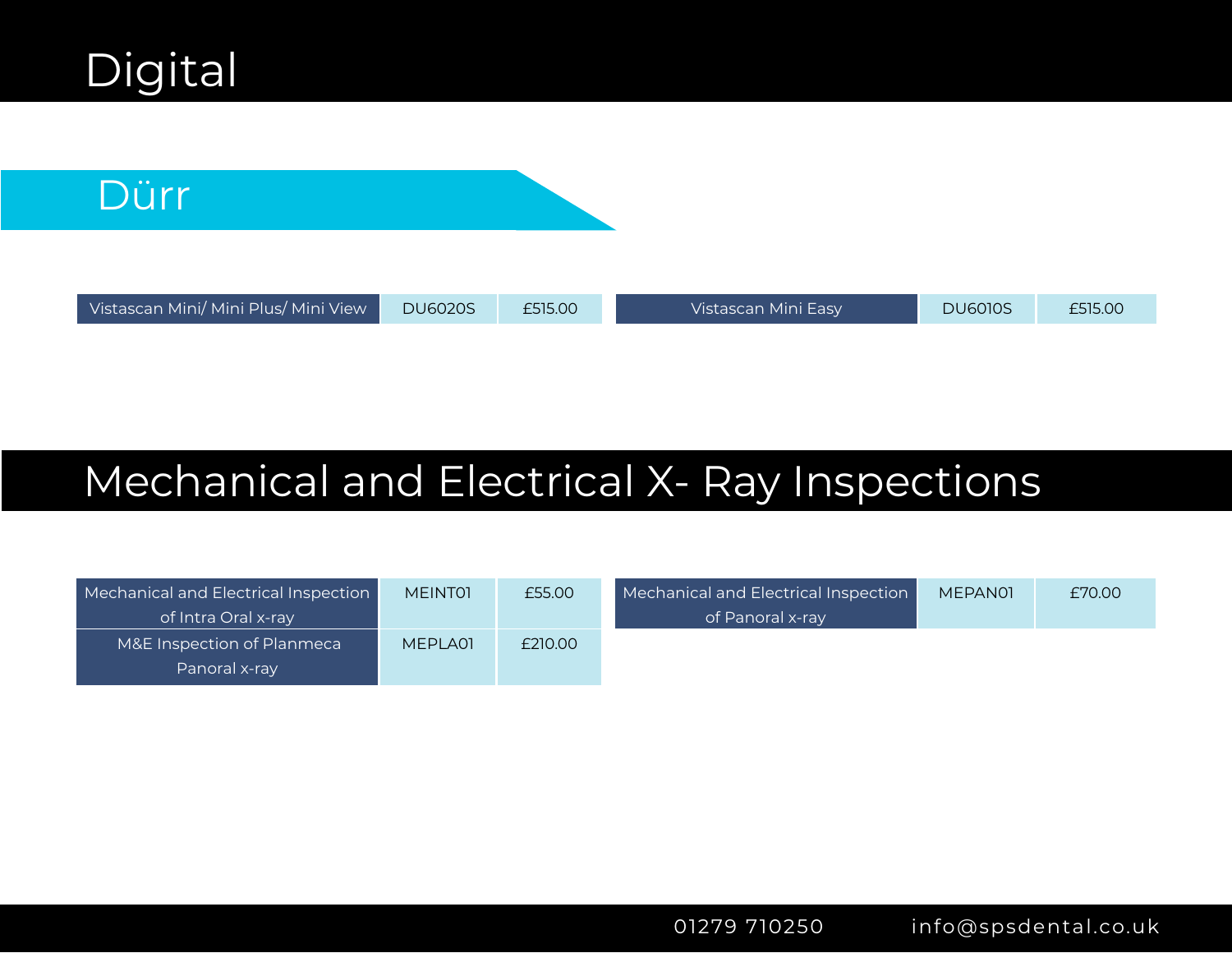# Digital

## Dürr

| | | |
|---|---|---|
| Vistascan Mini/ Mini Plus/ Mini View | DU6020S | £515.00 |
| Vistascan Mini Easy | DU6010S | £515.00 |

# Mechanical and Electrical X- Ray Inspections

| | | |
|---|---|---|
| Mechanical and Electrical Inspection of Intra Oral x-ray | MEINT01 | £55.00 |
| M&E Inspection of Planmeca Panoral x-ray | MEPLA01 | £210.00 |
| Mechanical and Electrical Inspection of Panoral x-ray | MEPAN01 | £70.00 |

01279 710250 info@spsdental.co.uk